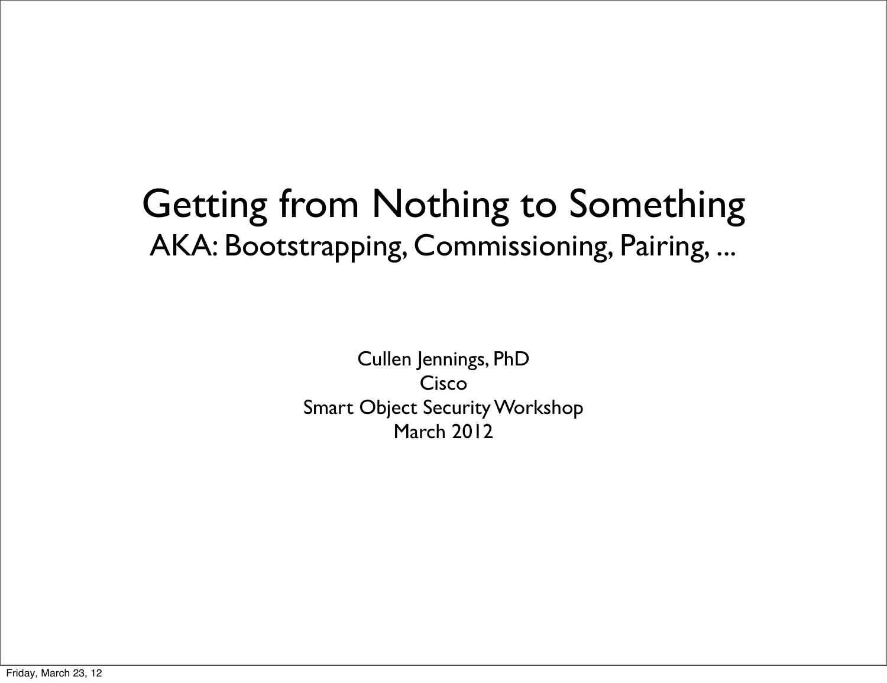# Getting from Nothing to Something

## AKA: Bootstrapping, Commissioning, Pairing, ...

Cullen Jennings, PhD
Cisco
Smart Object Security Workshop
March 2012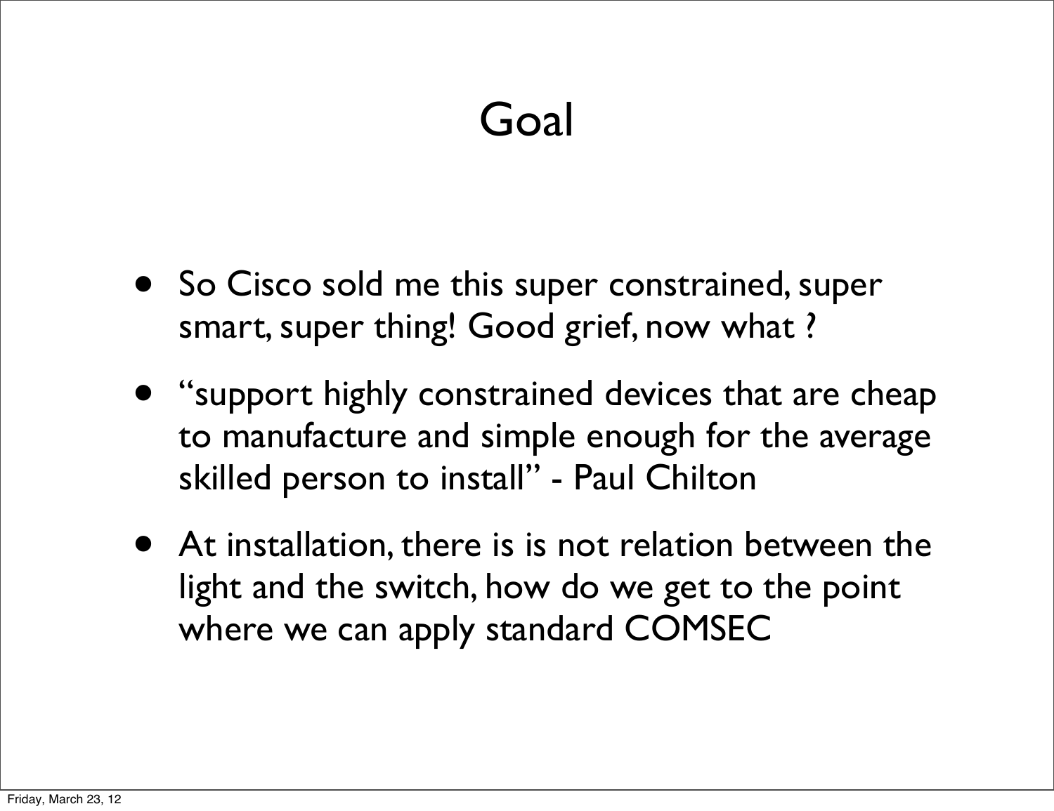# Goal

- So Cisco sold me this super constrained, super smart, super thing! Good grief, now what ?
- "support highly constrained devices that are cheap to manufacture and simple enough for the average skilled person to install" - Paul Chilton
- At installation, there is is not relation between the light and the switch, how do we get to the point where we can apply standard COMSEC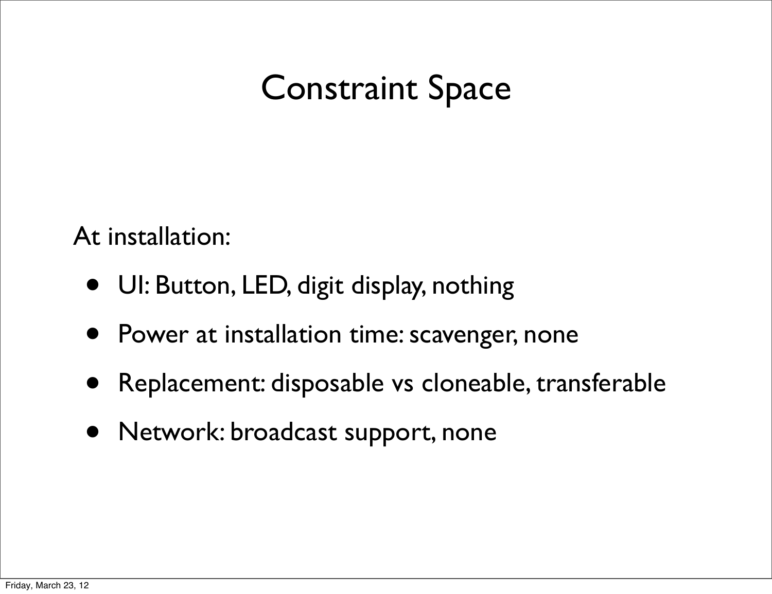# Constraint Space

At installation:

- UI: Button, LED, digit display, nothing
- Power at installation time: scavenger, none
- Replacement: disposable vs cloneable, transferable
- Network: broadcast support, none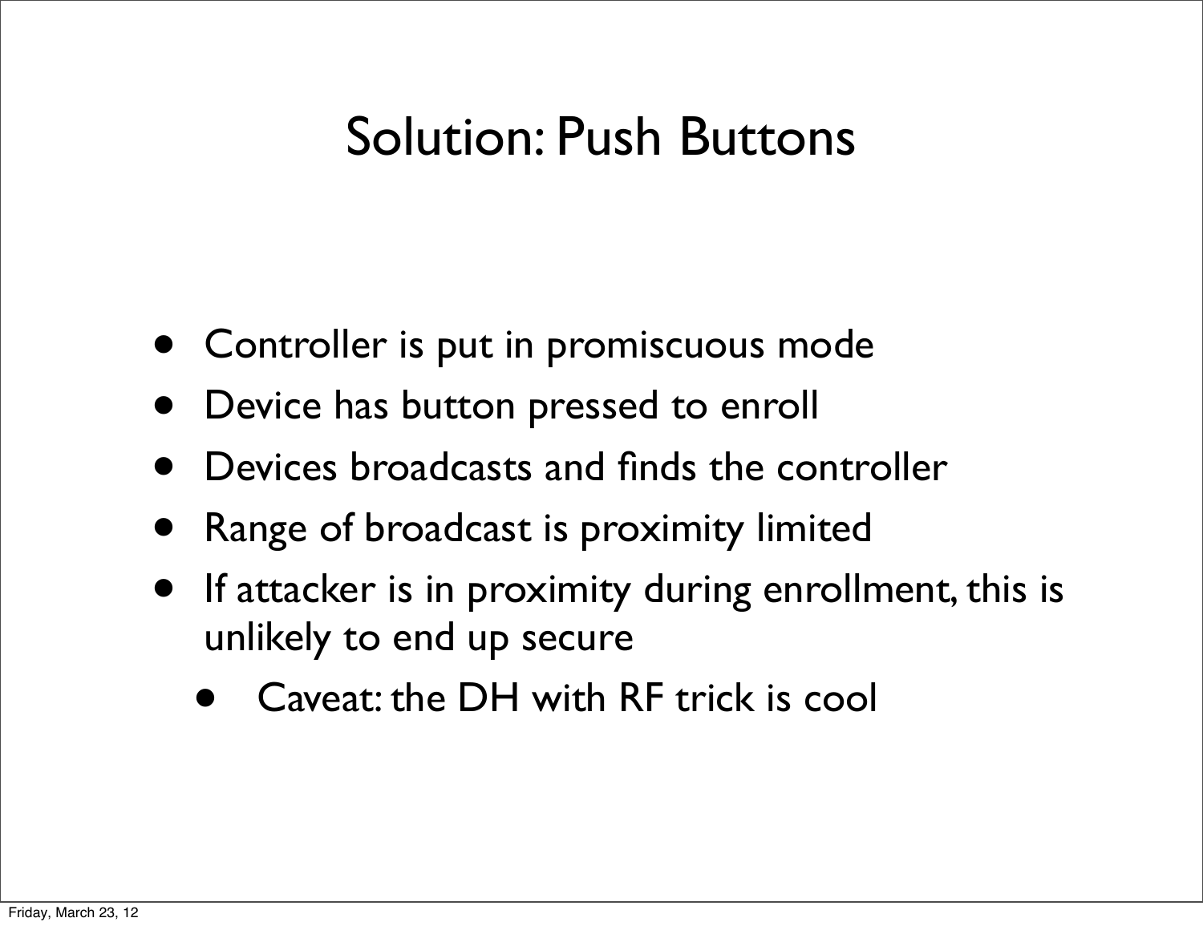# Solution: Push Buttons

- Controller is put in promiscuous mode
- Device has button pressed to enroll
- Devices broadcasts and finds the controller
- Range of broadcast is proximity limited
- If attacker is in proximity during enrollment, this is unlikely to end up secure
  - Caveat: the DH with RF trick is cool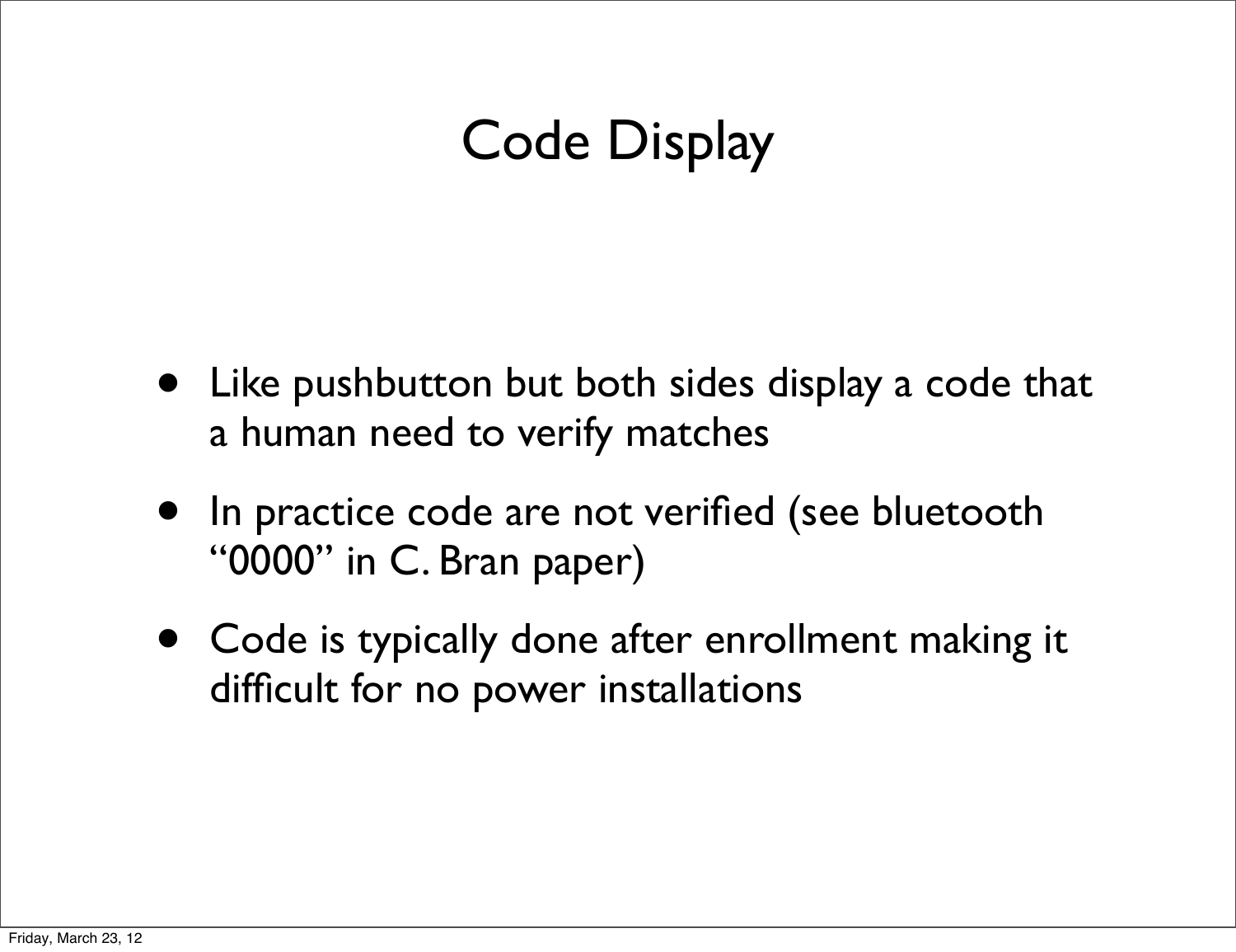# Code Display

- Like pushbutton but both sides display a code that a human need to verify matches
- In practice code are not verified (see bluetooth “0000” in C. Bran paper)
- Code is typically done after enrollment making it difficult for no power installations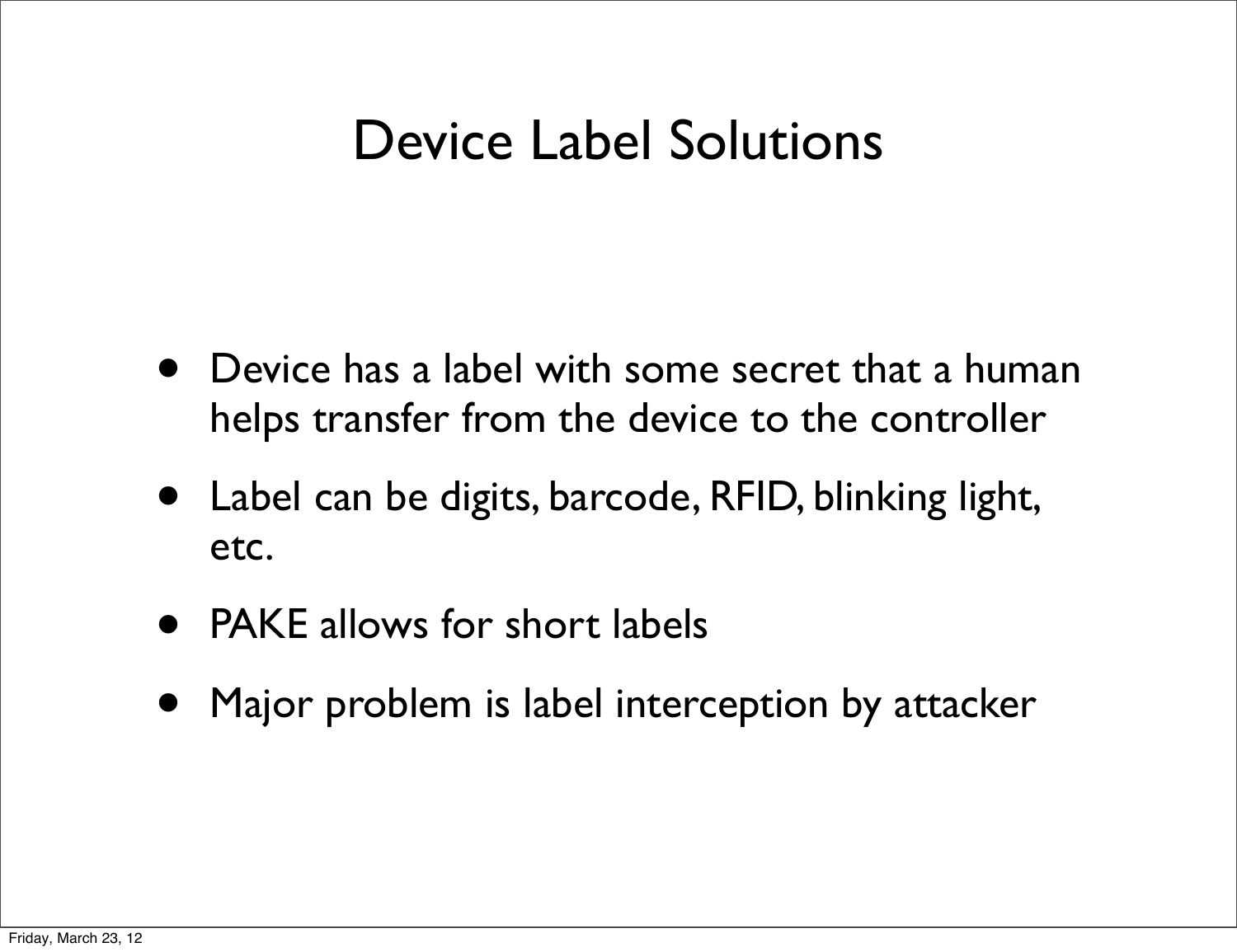# Device Label Solutions

- Device has a label with some secret that a human helps transfer from the device to the controller
- Label can be digits, barcode, RFID, blinking light, etc.
- PAKE allows for short labels
- Major problem is label interception by attacker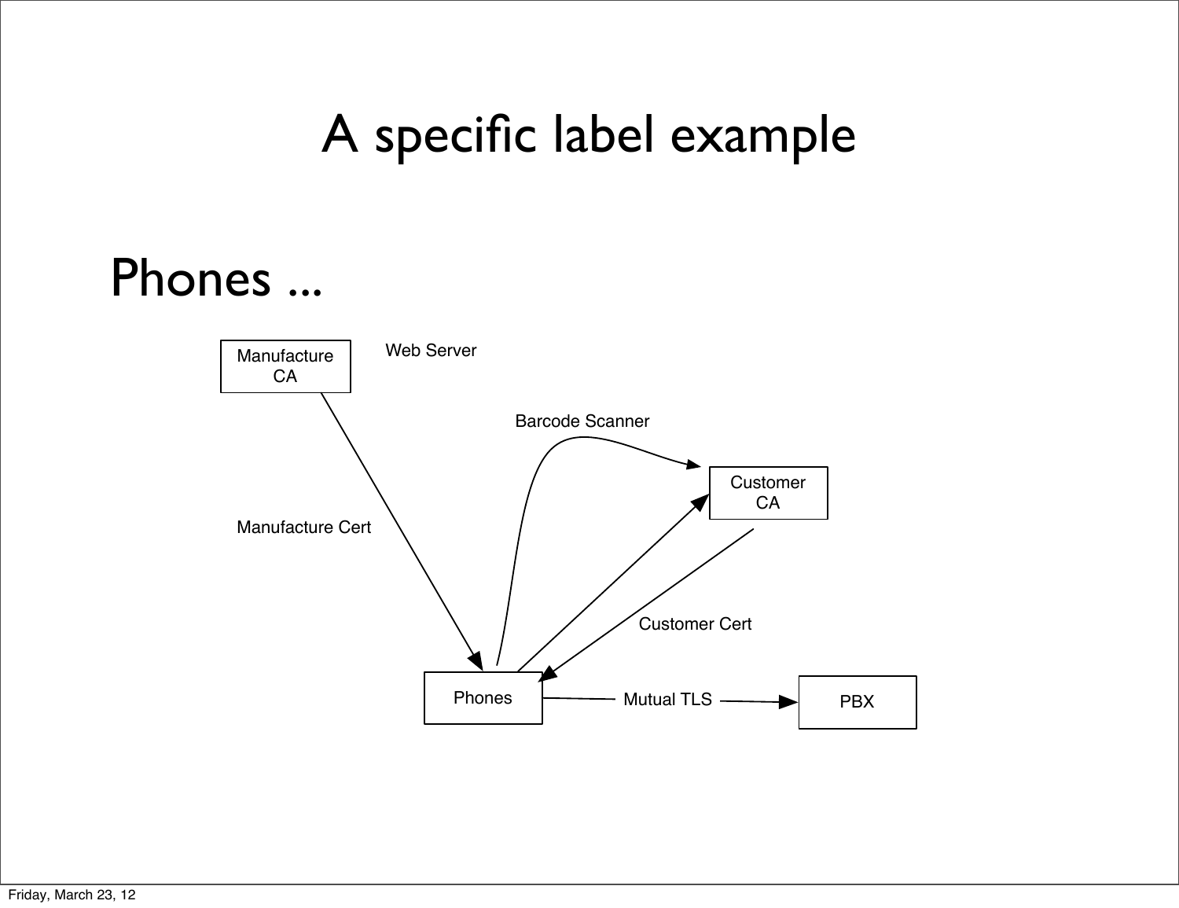# A specific label example

## Phones ...

Manufacture CA

Web Server

Barcode Scanner

Customer CA

Manufacture Cert

Customer Cert

Phones

Mutual TLS

PBX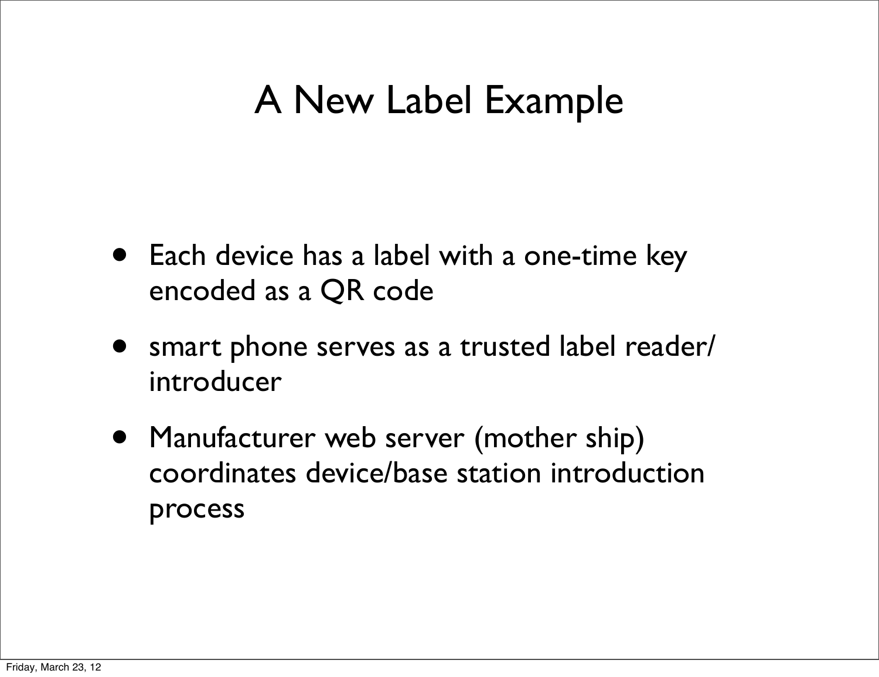# A New Label Example

- Each device has a label with a one-time key encoded as a QR code
- smart phone serves as a trusted label reader/ introducer
- Manufacturer web server (mother ship) coordinates device/base station introduction process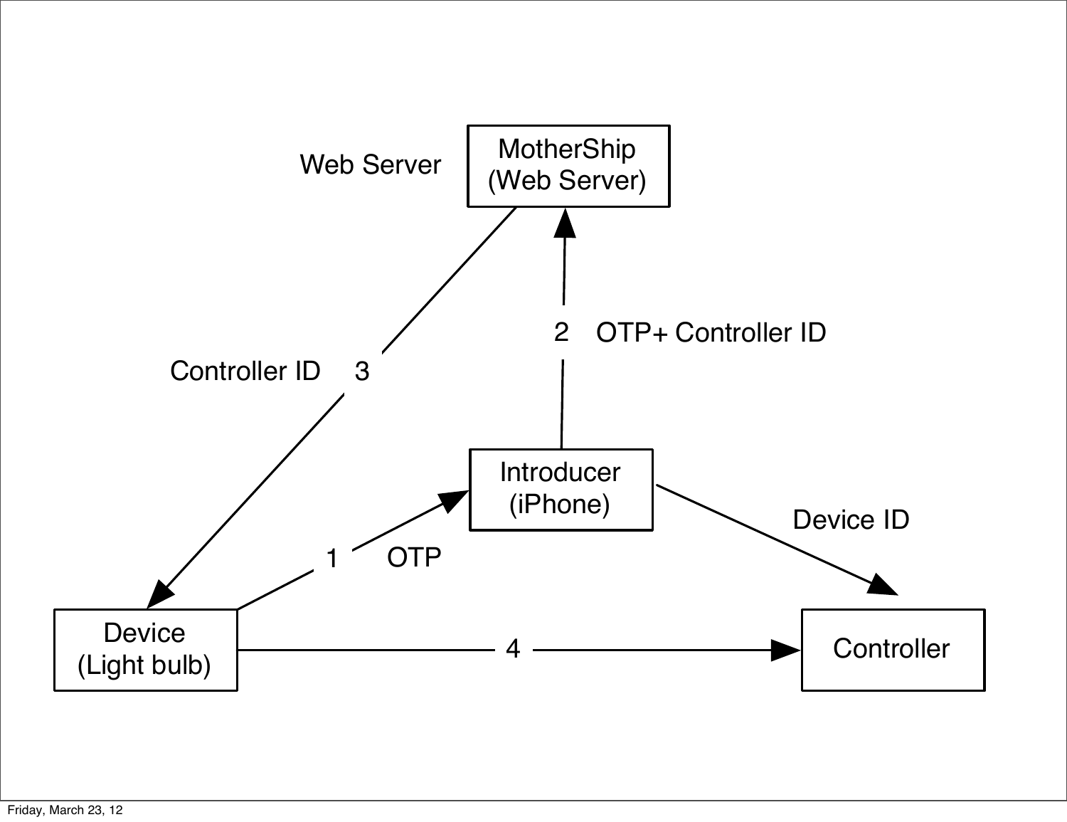Web Server

MotherShip
(Web Server)

2 OTP+ Controller ID

Controller ID 3

Introducer
(iPhone)

Device ID

1 OTP

Device
(Light bulb)

4

Controller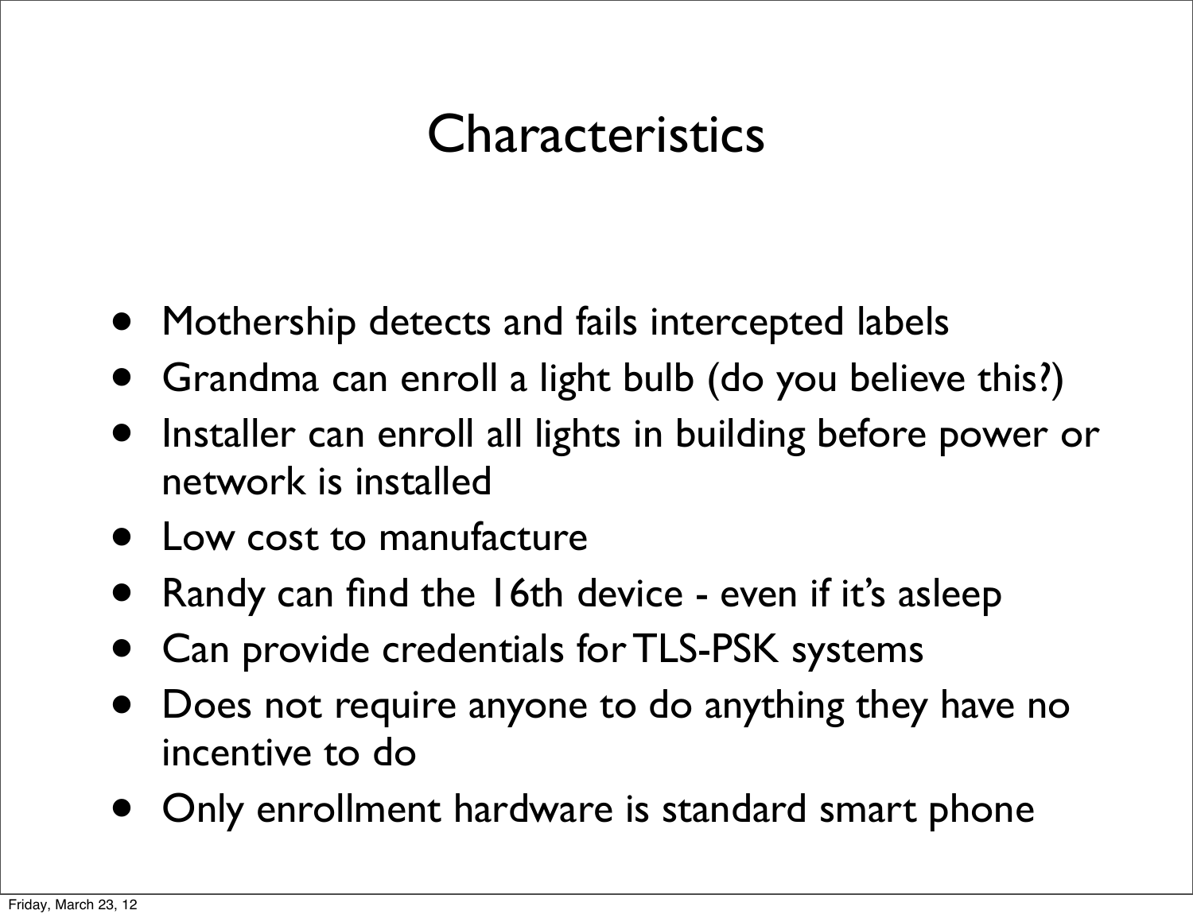# Characteristics

- Mothership detects and fails intercepted labels
- Grandma can enroll a light bulb (do you believe this?)
- Installer can enroll all lights in building before power or network is installed
- Low cost to manufacture
- Randy can find the 16th device - even if it's asleep
- Can provide credentials for TLS-PSK systems
- Does not require anyone to do anything they have no incentive to do
- Only enrollment hardware is standard smart phone